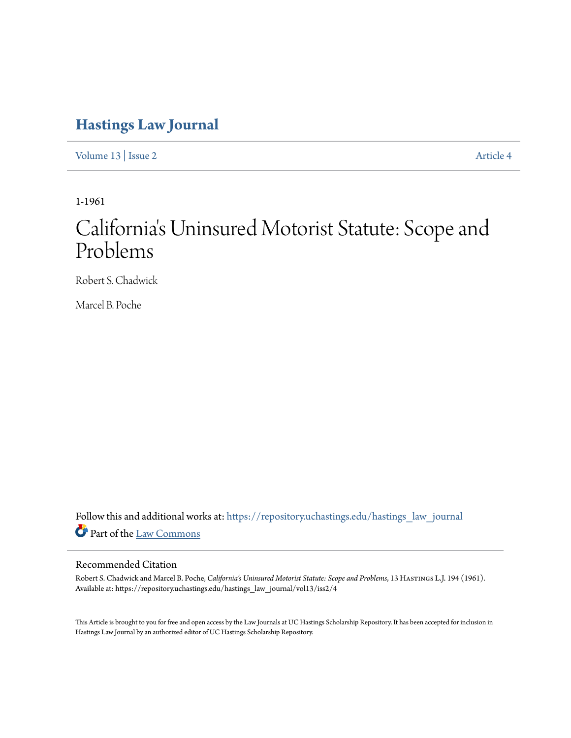# Hastings Law Journal

Volume 13 | Issue 2 Article 4

1-1961

# California's Uninsured Motorist Statute: Scope and Problems

Robert S. Chadwick

Marcel B. Poche

Follow this and additional works at: https://repository.uchastings.edu/hastings_law_journal

Part of the Law Commons

## Recommended Citation

Robert S. Chadwick and Marcel B. Poche, *California's Uninsured Motorist Statute: Scope and Problems*, 13 Hastings L.J. 194 (1961).
Available at: https://repository.uchastings.edu/hastings_law_journal/vol13/iss2/4

This Article is brought to you for free and open access by the Law Journals at UC Hastings Scholarship Repository. It has been accepted for inclusion in Hastings Law Journal by an authorized editor of UC Hastings Scholarship Repository.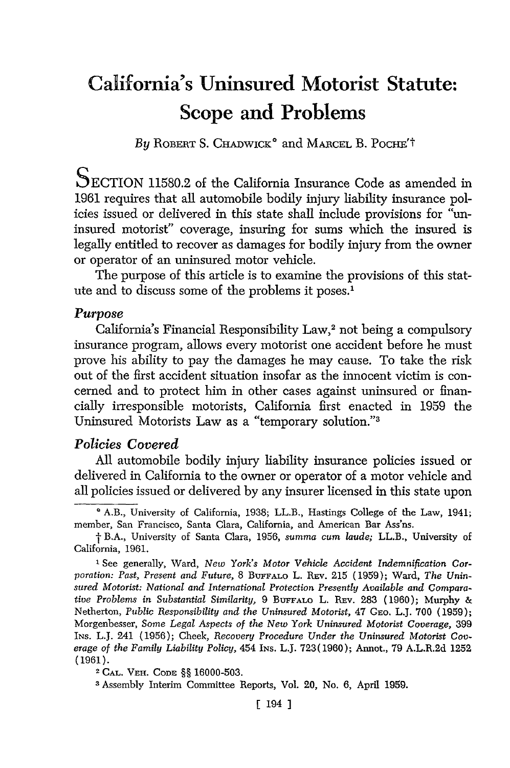# California's Uninsured Motorist Statute: Scope and Problems

*By* Robert S. Chadwick* and Marcel B. Poché†

Section 11580.2 of the California Insurance Code as amended in 1961 requires that all automobile bodily injury liability insurance policies issued or delivered in this state shall include provisions for "uninsured motorist" coverage, insuring for sums which the insured is legally entitled to recover as damages for bodily injury from the owner or operator of an uninsured motor vehicle.

The purpose of this article is to examine the provisions of this statute and to discuss some of the problems it poses.[1]

### *Purpose*

California's Financial Responsibility Law,[2] not being a compulsory insurance program, allows every motorist one accident before he must prove his ability to pay the damages he may cause. To take the risk out of the first accident situation insofar as the innocent victim is concerned and to protect him in other cases against uninsured or financially irresponsible motorists, California first enacted in 1959 the Uninsured Motorists Law as a "temporary solution."[3]

### *Policies Covered*

All automobile bodily injury liability insurance policies issued or delivered in California to the owner or operator of a motor vehicle and all policies issued or delivered by any insurer licensed in this state upon

---

\* A.B., University of California, 1938; LL.B., Hastings College of the Law, 1941; member, San Francisco, Santa Clara, California, and American Bar Ass'ns.

† B.A., University of Santa Clara, 1956, *summa cum laude;* LL.B., University of California, 1961.

[1] See generally, Ward, *New York's Motor Vehicle Accident Indemnification Corporation: Past, Present and Future,* 8 Buffalo L. Rev. 215 (1959); Ward, *The Uninsured Motorist: National and International Protection Presently Available and Comparative Problems in Substantial Similarity,* 9 Buffalo L. Rev. 283 (1960); Murphy & Netherton, *Public Responsibility and the Uninsured Motorist,* 47 Geo. L.J. 700 (1959); Morgenbesser, *Some Legal Aspects of the New York Uninsured Motorist Coverage,* 399 Ins. L.J. 241 (1956); Cheek, *Recovery Procedure Under the Uninsured Motorist Coverage of the Family Liability Policy,* 454 Ins. L.J. 723(1960); Annot., 79 A.L.R.2d 1252 (1961).

[2] Cal. Veh. Code §§ 16000-503.

[3] Assembly Interim Committee Reports, Vol. 20, No. 6, April 1959.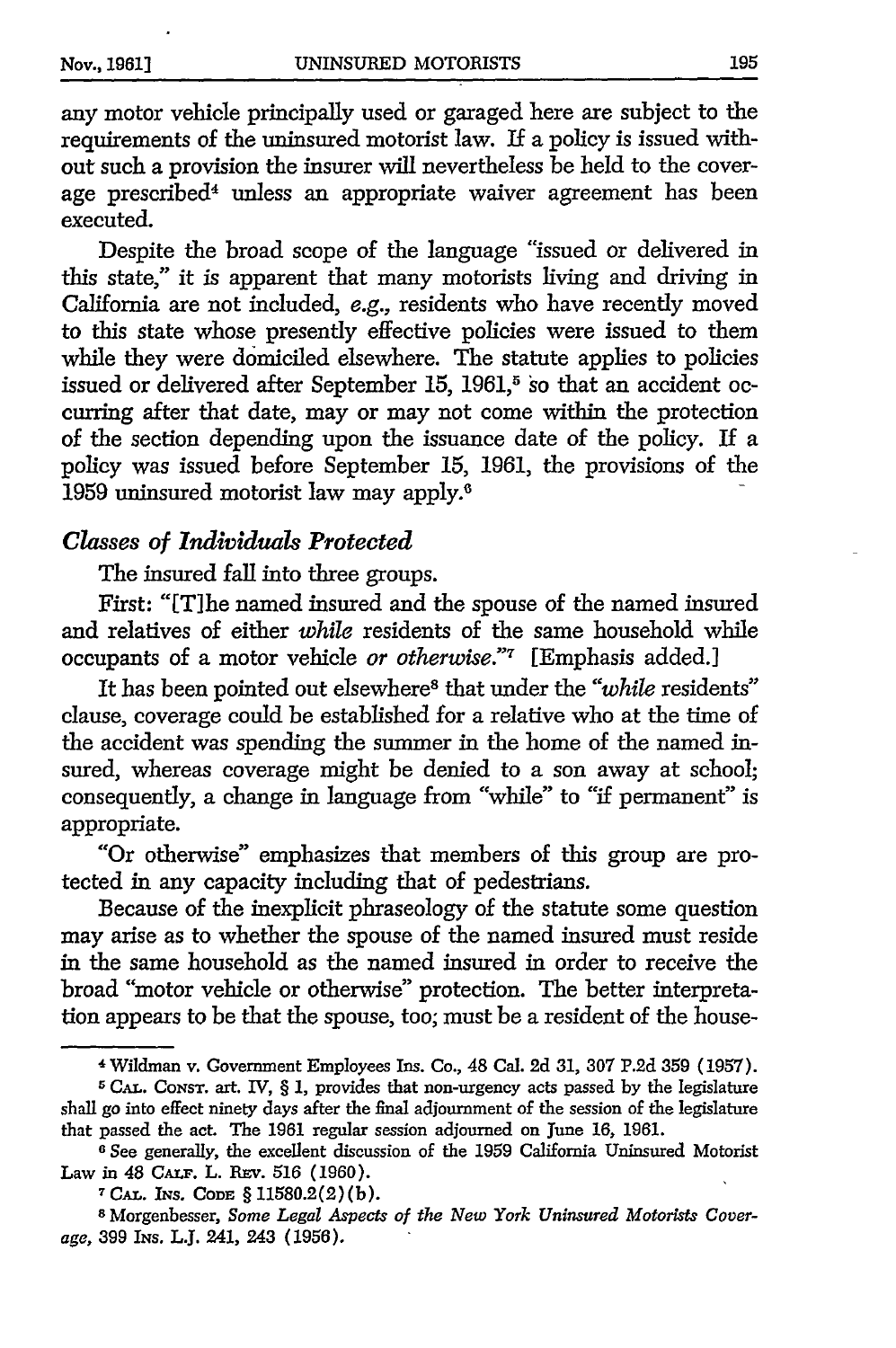any motor vehicle principally used or garaged here are subject to the requirements of the uninsured motorist law. If a policy is issued without such a provision the insurer will nevertheless be held to the coverage prescribed[4] unless an appropriate waiver agreement has been executed.

Despite the broad scope of the language "issued or delivered in this state," it is apparent that many motorists living and driving in California are not included, *e.g.*, residents who have recently moved to this state whose presently effective policies were issued to them while they were domiciled elsewhere. The statute applies to policies issued or delivered after September 15, 1961,[5] so that an accident occurring after that date, may or may not come within the protection of the section depending upon the issuance date of the policy. If a policy was issued before September 15, 1961, the provisions of the 1959 uninsured motorist law may apply.[6]

### *Classes of Individuals Protected*

The insured fall into three groups.

First: "[T]he named insured and the spouse of the named insured and relatives of either *while* residents of the same household while occupants of a motor vehicle *or otherwise*."[7] [Emphasis added.]

It has been pointed out elsewhere[8] that under the "*while* residents" clause, coverage could be established for a relative who at the time of the accident was spending the summer in the home of the named insured, whereas coverage might be denied to a son away at school; consequently, a change in language from "while" to "if permanent" is appropriate.

"Or otherwise" emphasizes that members of this group are protected in any capacity including that of pedestrians.

Because of the inexplicit phraseology of the statute some question may arise as to whether the spouse of the named insured must reside in the same household as the named insured in order to receive the broad "motor vehicle or otherwise" protection. The better interpretation appears to be that the spouse, too, must be a resident of the house-

---

[4] Wildman v. Government Employees Ins. Co., 48 Cal. 2d 31, 307 P.2d 359 (1957).

[5] CAL. CONST. art. IV, § 1, provides that non-urgency acts passed by the legislature shall go into effect ninety days after the final adjournment of the session of the legislature that passed the act. The 1961 regular session adjourned on June 16, 1961.

[6] See generally, the excellent discussion of the 1959 California Uninsured Motorist Law in 48 CALIF. L. REV. 516 (1960).

[7] CAL. INS. CODE § 11580.2(2)(b).

[8] Morgenbesser, *Some Legal Aspects of the New York Uninsured Motorists Coverage*, 399 INS. L.J. 241, 243 (1956).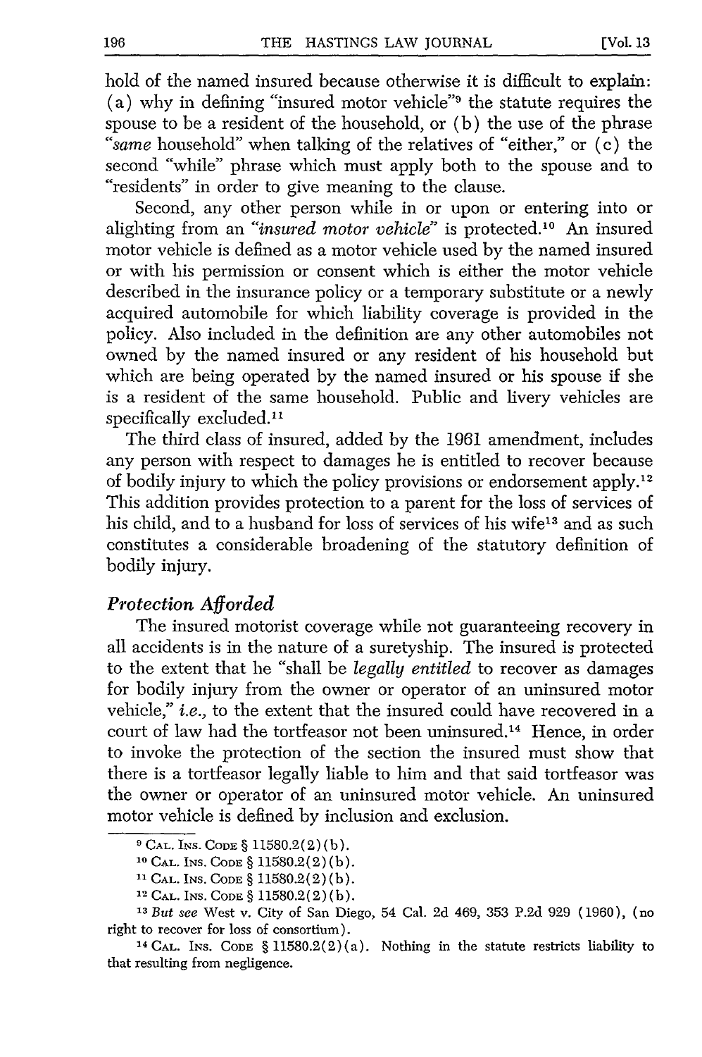hold of the named insured because otherwise it is difficult to explain: (a) why in defining "insured motor vehicle"[9] the statute requires the spouse to be a resident of the household, or (b) the use of the phrase "*same* household" when talking of the relatives of "either," or (c) the second "while" phrase which must apply both to the spouse and to "residents" in order to give meaning to the clause.

Second, any other person while in or upon or entering into or alighting from an "*insured motor vehicle*" is protected.[10] An insured motor vehicle is defined as a motor vehicle used by the named insured or with his permission or consent which is either the motor vehicle described in the insurance policy or a temporary substitute or a newly acquired automobile for which liability coverage is provided in the policy. Also included in the definition are any other automobiles not owned by the named insured or any resident of his household but which are being operated by the named insured or his spouse if she is a resident of the same household. Public and livery vehicles are specifically excluded.[11]

The third class of insured, added by the 1961 amendment, includes any person with respect to damages he is entitled to recover because of bodily injury to which the policy provisions or endorsement apply.[12] This addition provides protection to a parent for the loss of services of his child, and to a husband for loss of services of his wife[13] and as such constitutes a considerable broadening of the statutory definition of bodily injury.

### *Protection Afforded*

The insured motorist coverage while not guaranteeing recovery in all accidents is in the nature of a suretyship. The insured is protected to the extent that he "shall be *legally entitled* to recover as damages for bodily injury from the owner or operator of an uninsured motor vehicle," *i.e.*, to the extent that the insured could have recovered in a court of law had the tortfeasor not been uninsured.[14] Hence, in order to invoke the protection of the section the insured must show that there is a tortfeasor legally liable to him and that said tortfeasor was the owner or operator of an uninsured motor vehicle. An uninsured motor vehicle is defined by inclusion and exclusion.

---

[9] CAL. INS. CODE § 11580.2(2)(b).

[10] CAL. INS. CODE § 11580.2(2)(b).

[11] CAL. INS. CODE § 11580.2(2)(b).

[12] CAL. INS. CODE § 11580.2(2)(b).

[13] *But see* West v. City of San Diego, 54 Cal. 2d 469, 353 P.2d 929 (1960), (no right to recover for loss of consortium).

[14] CAL. INS. CODE § 11580.2(2)(a). Nothing in the statute restricts liability to that resulting from negligence.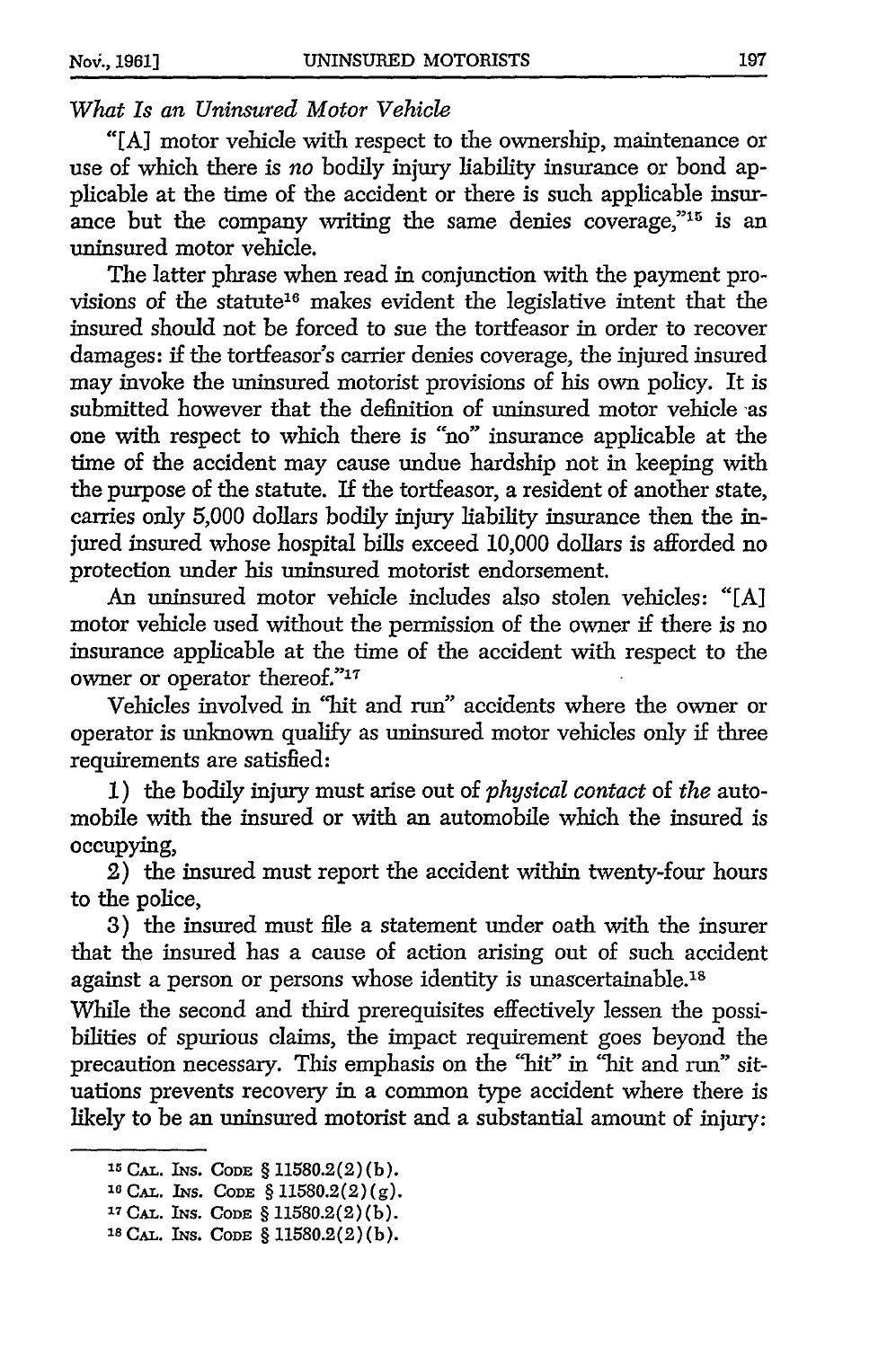*What Is an Uninsured Motor Vehicle*

"[A] motor vehicle with respect to the ownership, maintenance or use of which there is *no* bodily injury liability insurance or bond applicable at the time of the accident or there is such applicable insurance but the company writing the same denies coverage,"[15] is an uninsured motor vehicle.

The latter phrase when read in conjunction with the payment provisions of the statute[16] makes evident the legislative intent that the insured should not be forced to sue the tortfeasor in order to recover damages: if the tortfeasor's carrier denies coverage, the injured insured may invoke the uninsured motorist provisions of his own policy. It is submitted however that the definition of uninsured motor vehicle as one with respect to which there is "no" insurance applicable at the time of the accident may cause undue hardship not in keeping with the purpose of the statute. If the tortfeasor, a resident of another state, carries only 5,000 dollars bodily injury liability insurance then the injured insured whose hospital bills exceed 10,000 dollars is afforded no protection under his uninsured motorist endorsement.

An uninsured motor vehicle includes also stolen vehicles: "[A] motor vehicle used without the permission of the owner if there is no insurance applicable at the time of the accident with respect to the owner or operator thereof."[17]

Vehicles involved in "hit and run" accidents where the owner or operator is unknown qualify as uninsured motor vehicles only if three requirements are satisfied:

1) the bodily injury must arise out of *physical contact* of *the* automobile with the insured or with an automobile which the insured is occupying,

2) the insured must report the accident within twenty-four hours to the police,

3) the insured must file a statement under oath with the insurer that the insured has a cause of action arising out of such accident against a person or persons whose identity is unascertainable.[18]

While the second and third prerequisites effectively lessen the possibilities of spurious claims, the impact requirement goes beyond the precaution necessary. This emphasis on the "hit" in "hit and run" situations prevents recovery in a common type accident where there is likely to be an uninsured motorist and a substantial amount of injury:

---

[15] CAL. INS. CODE § 11580.2(2)(b).

[16] CAL. INS. CODE § 11580.2(2)(g).

[17] CAL. INS. CODE § 11580.2(2)(b).

[18] CAL. INS. CODE § 11580.2(2)(b).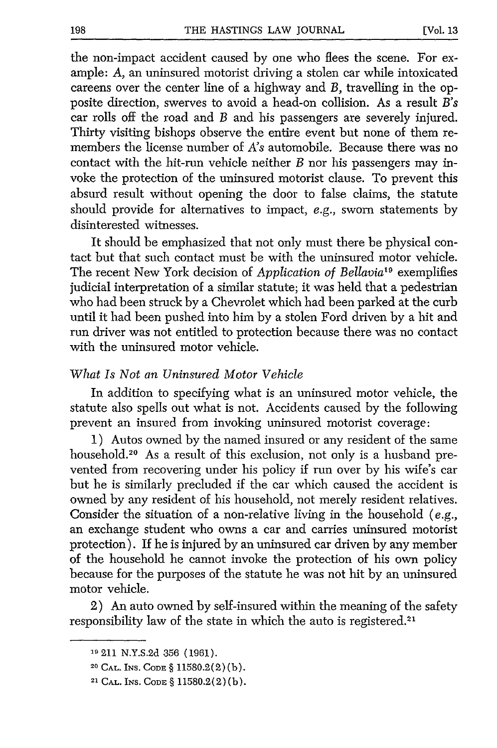the non-impact accident caused by one who flees the scene. For example: *A*, an uninsured motorist driving a stolen car while intoxicated careens over the center line of a highway and *B*, travelling in the opposite direction, swerves to avoid a head-on collision. As a result *B's* car rolls off the road and *B* and his passengers are severely injured. Thirty visiting bishops observe the entire event but none of them remembers the license number of *A's* automobile. Because there was no contact with the hit-run vehicle neither *B* nor his passengers may invoke the protection of the uninsured motorist clause. To prevent this absurd result without opening the door to false claims, the statute should provide for alternatives to impact, *e.g.*, sworn statements by disinterested witnesses.

It should be emphasized that not only must there be physical contact but that such contact must be with the uninsured motor vehicle. The recent New York decision of *Application of Bellavia*[19] exemplifies judicial interpretation of a similar statute; it was held that a pedestrian who had been struck by a Chevrolet which had been parked at the curb until it had been pushed into him by a stolen Ford driven by a hit and run driver was not entitled to protection because there was no contact with the uninsured motor vehicle.

### *What Is Not an Uninsured Motor Vehicle*

In addition to specifying what is an uninsured motor vehicle, the statute also spells out what is not. Accidents caused by the following prevent an insured from invoking uninsured motorist coverage:

1) Autos owned by the named insured or any resident of the same household.[20] As a result of this exclusion, not only is a husband prevented from recovering under his policy if run over by his wife's car but he is similarly precluded if the car which caused the accident is owned by any resident of his household, not merely resident relatives. Consider the situation of a non-relative living in the household (*e.g.*, an exchange student who owns a car and carries uninsured motorist protection). If he is injured by an uninsured car driven by any member of the household he cannot invoke the protection of his own policy because for the purposes of the statute he was not hit by an uninsured motor vehicle.

2) An auto owned by self-insured within the meaning of the safety responsibility law of the state in which the auto is registered.[21]

---

[19] 211 N.Y.S.2d 356 (1961).

[20] CAL. INS. CODE § 11580.2(2)(b).

[21] CAL. INS. CODE § 11580.2(2)(b).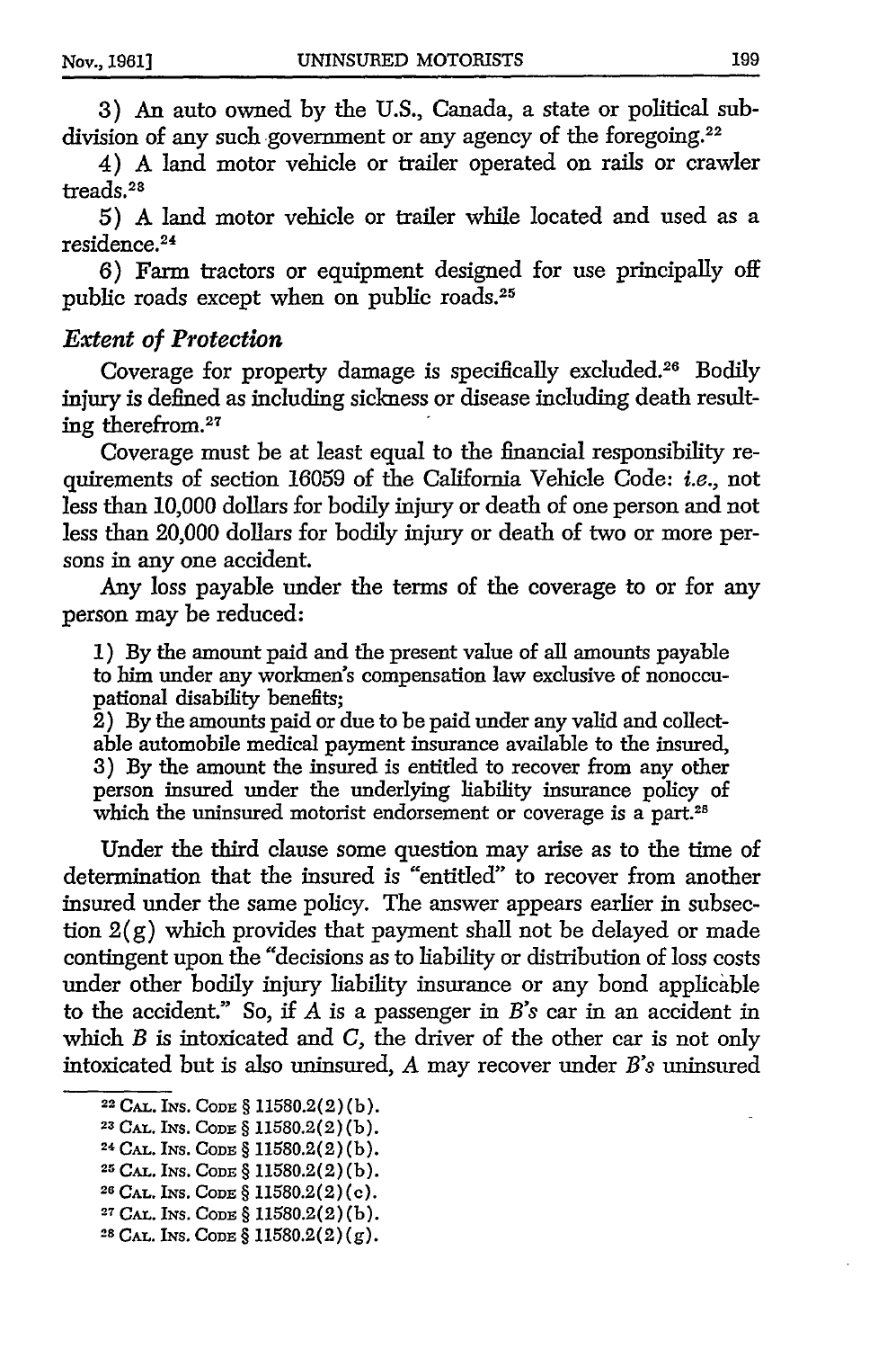3) An auto owned by the U.S., Canada, a state or political subdivision of any such government or any agency of the foregoing.[22]

4) A land motor vehicle or trailer operated on rails or crawler treads.[23]

5) A land motor vehicle or trailer while located and used as a residence.[24]

6) Farm tractors or equipment designed for use principally off public roads except when on public roads.[25]

### *Extent of Protection*

Coverage for property damage is specifically excluded.[26] Bodily injury is defined as including sickness or disease including death resulting therefrom.[27]

Coverage must be at least equal to the financial responsibility requirements of section 16059 of the California Vehicle Code: *i.e.*, not less than 10,000 dollars for bodily injury or death of one person and not less than 20,000 dollars for bodily injury or death of two or more persons in any one accident.

Any loss payable under the terms of the coverage to or for any person may be reduced:

> 1) By the amount paid and the present value of all amounts payable to him under any workmen's compensation law exclusive of nonoccupational disability benefits;
> 2) By the amounts paid or due to be paid under any valid and collectable automobile medical payment insurance available to the insured,
> 3) By the amount the insured is entitled to recover from any other person insured under the underlying liability insurance policy of which the uninsured motorist endorsement or coverage is a part.[28]

Under the third clause some question may arise as to the time of determination that the insured is "entitled" to recover from another insured under the same policy. The answer appears earlier in subsection 2(g) which provides that payment shall not be delayed or made contingent upon the "decisions as to liability or distribution of loss costs under other bodily injury liability insurance or any bond applicable to the accident." So, if *A* is a passenger in *B's* car in an accident in which *B* is intoxicated and *C*, the driver of the other car is not only intoxicated but is also uninsured, *A* may recover under *B's* uninsured

[22] CAL. INS. CODE § 11580.2(2)(b).
[23] CAL. INS. CODE § 11580.2(2)(b).
[24] CAL. INS. CODE § 11580.2(2)(b).
[25] CAL. INS. CODE § 11580.2(2)(b).
[26] CAL. INS. CODE § 11580.2(2)(c).
[27] CAL. INS. CODE § 11580.2(2)(b).
[28] CAL. INS. CODE § 11580.2(2)(g).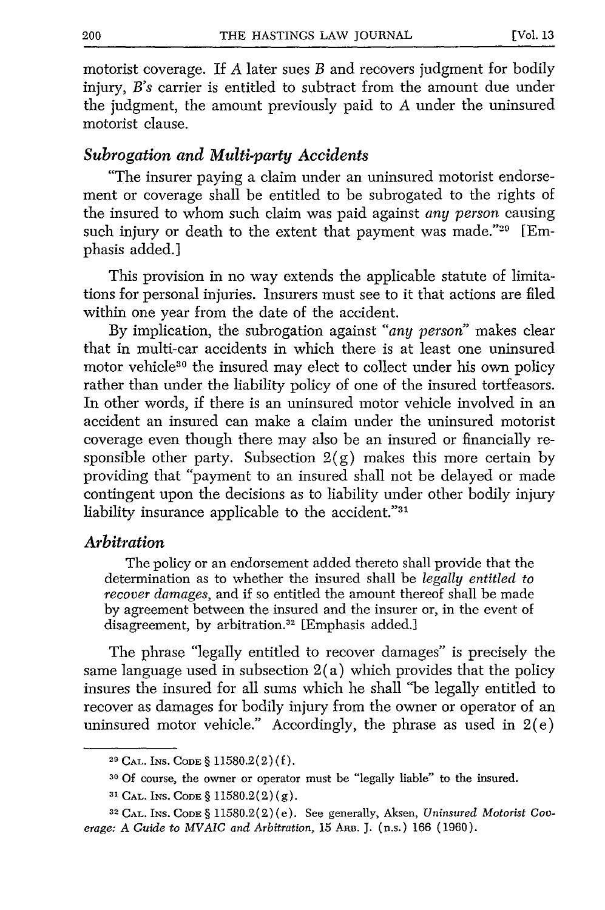motorist coverage. If *A* later sues *B* and recovers judgment for bodily injury, *B's* carrier is entitled to subtract from the amount due under the judgment, the amount previously paid to *A* under the uninsured motorist clause.

### *Subrogation and Multi-party Accidents*

"The insurer paying a claim under an uninsured motorist endorsement or coverage shall be entitled to be subrogated to the rights of the insured to whom such claim was paid against *any person* causing such injury or death to the extent that payment was made."[29] [Emphasis added.]

This provision in no way extends the applicable statute of limitations for personal injuries. Insurers must see to it that actions are filed within one year from the date of the accident.

By implication, the subrogation against "*any person*" makes clear that in multi-car accidents in which there is at least one uninsured motor vehicle[30] the insured may elect to collect under his own policy rather than under the liability policy of one of the insured tortfeasors. In other words, if there is an uninsured motor vehicle involved in an accident an insured can make a claim under the uninsured motorist coverage even though there may also be an insured or financially responsible other party. Subsection 2(g) makes this more certain by providing that "payment to an insured shall not be delayed or made contingent upon the decisions as to liability under other bodily injury liability insurance applicable to the accident."[31]

### *Arbitration*

> The policy or an endorsement added thereto shall provide that the determination as to whether the insured shall be *legally entitled to recover damages*, and if so entitled the amount thereof shall be made by agreement between the insured and the insurer or, in the event of disagreement, by arbitration.[32] [Emphasis added.]

The phrase "legally entitled to recover damages" is precisely the same language used in subsection 2(a) which provides that the policy insures the insured for all sums which he shall "be legally entitled to recover as damages for bodily injury from the owner or operator of an uninsured motor vehicle." Accordingly, the phrase as used in 2(e)

---

[29] CAL. INS. CODE § 11580.2(2)(f).

[30] Of course, the owner or operator must be "legally liable" to the insured.

[31] CAL. INS. CODE § 11580.2(2)(g).

[32] CAL. INS. CODE § 11580.2(2)(e). See generally, Aksen, *Uninsured Motorist Coverage: A Guide to MVAIC and Arbitration*, 15 ARB. J. (n.s.) 166 (1960).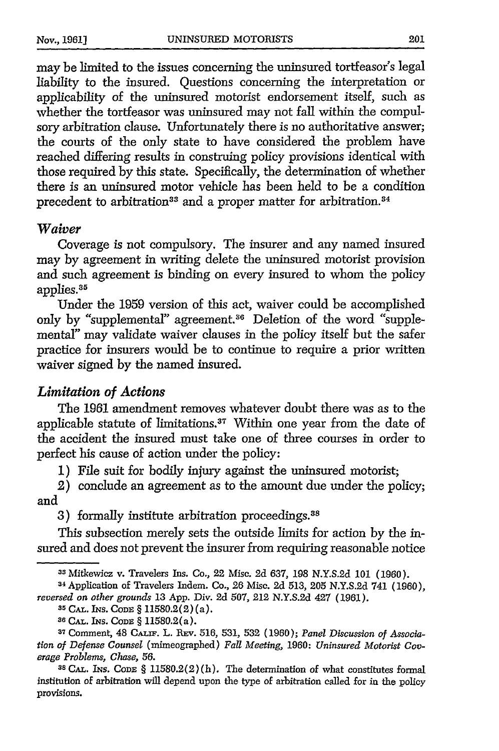may be limited to the issues concerning the uninsured tortfeasor's legal liability to the insured. Questions concerning the interpretation or applicability of the uninsured motorist endorsement itself, such as whether the tortfeasor was uninsured may not fall within the compulsory arbitration clause. Unfortunately there is no authoritative answer; the courts of the only state to have considered the problem have reached differing results in construing policy provisions identical with those required by this state. Specifically, the determination of whether there is an uninsured motor vehicle has been held to be a condition precedent to arbitration[33] and a proper matter for arbitration.[34]

### *Waiver*

Coverage is not compulsory. The insurer and any named insured may by agreement in writing delete the uninsured motorist provision and such agreement is binding on every insured to whom the policy applies.[35]

Under the 1959 version of this act, waiver could be accomplished only by "supplemental" agreement.[36] Deletion of the word "supplemental" may validate waiver clauses in the policy itself but the safer practice for insurers would be to continue to require a prior written waiver signed by the named insured.

### *Limitation of Actions*

The 1961 amendment removes whatever doubt there was as to the applicable statute of limitations.[37] Within one year from the date of the accident the insured must take one of three courses in order to perfect his cause of action under the policy:

1) File suit for bodily injury against the uninsured motorist;

2) conclude an agreement as to the amount due under the policy; and

3) formally institute arbitration proceedings.[38]

This subsection merely sets the outside limits for action by the insured and does not prevent the insurer from requiring reasonable notice

---

[33] Mitkewicz v. Travelers Ins. Co., 22 Misc. 2d 637, 198 N.Y.S.2d 101 (1960).

[34] Application of Travelers Indem. Co., 26 Misc. 2d 513, 205 N.Y.S.2d 741 (1960), *reversed on other grounds* 13 App. Div. 2d 507, 212 N.Y.S.2d 427 (1961).

[35] CAL. INS. CODE § 11580.2(2)(a).

[36] CAL. INS. CODE § 11580.2(a).

[37] Comment, 48 CALIF. L. REV. 516, 531, 532 (1960); *Panel Discussion of Association of Defense Counsel* (mimeographed) *Fall Meeting*, 1960: *Uninsured Motorist Coverage Problems, Chase*, 56.

[38] CAL. INS. CODE § 11580.2(2)(h). The determination of what constitutes formal institution of arbitration will depend upon the type of arbitration called for in the policy provisions.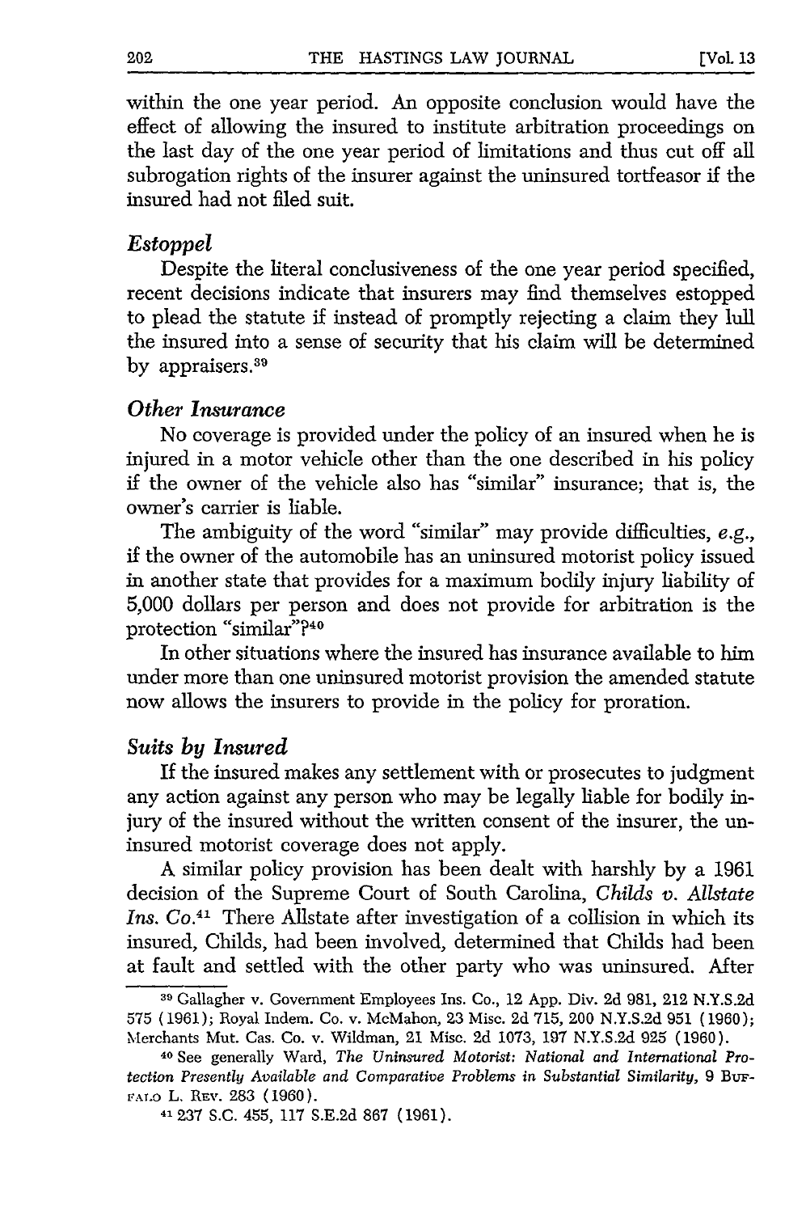within the one year period. An opposite conclusion would have the effect of allowing the insured to institute arbitration proceedings on the last day of the one year period of limitations and thus cut off all subrogation rights of the insurer against the uninsured tortfeasor if the insured had not filed suit.

### *Estoppel*

Despite the literal conclusiveness of the one year period specified, recent decisions indicate that insurers may find themselves estopped to plead the statute if instead of promptly rejecting a claim they lull the insured into a sense of security that his claim will be determined by appraisers.[39]

### *Other Insurance*

No coverage is provided under the policy of an insured when he is injured in a motor vehicle other than the one described in his policy if the owner of the vehicle also has "similar" insurance; that is, the owner's carrier is liable.

The ambiguity of the word "similar" may provide difficulties, *e.g.*, if the owner of the automobile has an uninsured motorist policy issued in another state that provides for a maximum bodily injury liability of 5,000 dollars per person and does not provide for arbitration is the protection "similar"?[40]

In other situations where the insured has insurance available to him under more than one uninsured motorist provision the amended statute now allows the insurers to provide in the policy for proration.

### *Suits by Insured*

If the insured makes any settlement with or prosecutes to judgment any action against any person who may be legally liable for bodily injury of the insured without the written consent of the insurer, the uninsured motorist coverage does not apply.

A similar policy provision has been dealt with harshly by a 1961 decision of the Supreme Court of South Carolina, *Childs v. Allstate Ins. Co.*[41] There Allstate after investigation of a collision in which its insured, Childs, had been involved, determined that Childs had been at fault and settled with the other party who was uninsured. After

---

[39] Gallagher v. Government Employees Ins. Co., 12 App. Div. 2d 981, 212 N.Y.S.2d 575 (1961); Royal Indem. Co. v. McMahon, 23 Misc. 2d 715, 200 N.Y.S.2d 951 (1960); Merchants Mut. Cas. Co. v. Wildman, 21 Misc. 2d 1073, 197 N.Y.S.2d 925 (1960).

[40] See generally Ward, *The Uninsured Motorist: National and International Protection Presently Available and Comparative Problems in Substantial Similarity*, 9 BUFFALO L. REV. 283 (1960).

[41] 237 S.C. 455, 117 S.E.2d 867 (1961).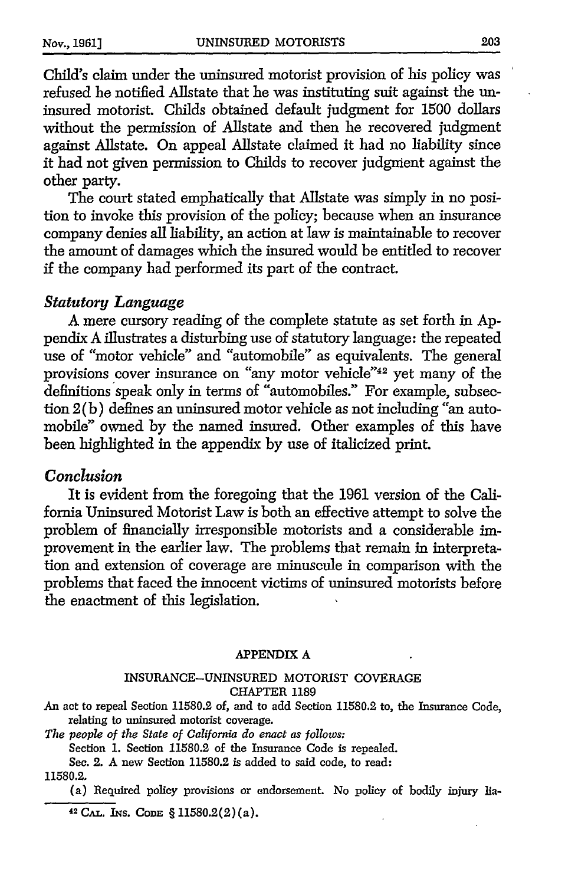Child's claim under the uninsured motorist provision of his policy was refused he notified Allstate that he was instituting suit against the uninsured motorist. Childs obtained default judgment for 1500 dollars without the permission of Allstate and then he recovered judgment against Allstate. On appeal Allstate claimed it had no liability since it had not given permission to Childs to recover judgment against the other party.

The court stated emphatically that Allstate was simply in no position to invoke this provision of the policy; because when an insurance company denies all liability, an action at law is maintainable to recover the amount of damages which the insured would be entitled to recover if the company had performed its part of the contract.

### *Statutory Language*

A mere cursory reading of the complete statute as set forth in Appendix A illustrates a disturbing use of statutory language: the repeated use of "motor vehicle" and "automobile" as equivalents. The general provisions cover insurance on "any motor vehicle"[42] yet many of the definitions speak only in terms of "automobiles." For example, subsection 2(b) defines an uninsured motor vehicle as not including "an automobile" owned by the named insured. Other examples of this have been highlighted in the appendix by use of italicized print.

### *Conclusion*

It is evident from the foregoing that the 1961 version of the California Uninsured Motorist Law is both an effective attempt to solve the problem of financially irresponsible motorists and a considerable improvement in the earlier law. The problems that remain in interpretation and extension of coverage are minuscule in comparison with the problems that faced the innocent victims of uninsured motorists before the enactment of this legislation.

## APPENDIX A

INSURANCE–UNINSURED MOTORIST COVERAGE
CHAPTER 1189

An act to repeal Section 11580.2 of, and to add Section 11580.2 to, the Insurance Code, relating to uninsured motorist coverage.

*The people of the State of California do enact as follows:*

Section 1. Section 11580.2 of the Insurance Code is repealed.

Sec. 2. A new Section 11580.2 is added to said code, to read:

11580.2.

(a) Required policy provisions or endorsement. No policy of bodily injury lia-

[42] CAL. INS. CODE § 11580.2(2)(a).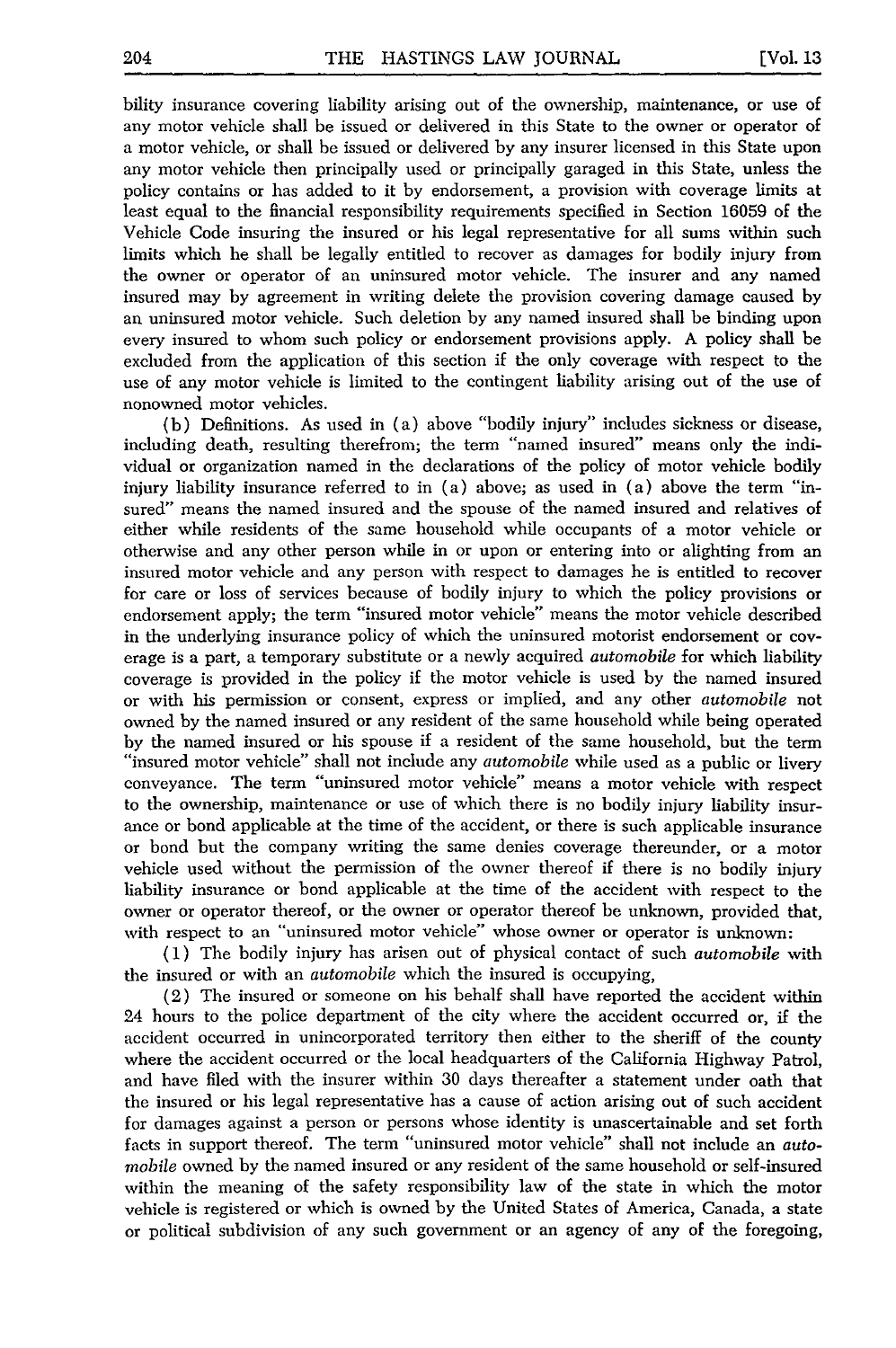bility insurance covering liability arising out of the ownership, maintenance, or use of any motor vehicle shall be issued or delivered in this State to the owner or operator of a motor vehicle, or shall be issued or delivered by any insurer licensed in this State upon any motor vehicle then principally used or principally garaged in this State, unless the policy contains or has added to it by endorsement, a provision with coverage limits at least equal to the financial responsibility requirements specified in Section 16059 of the Vehicle Code insuring the insured or his legal representative for all sums within such limits which he shall be legally entitled to recover as damages for bodily injury from the owner or operator of an uninsured motor vehicle. The insurer and any named insured may by agreement in writing delete the provision covering damage caused by an uninsured motor vehicle. Such deletion by any named insured shall be binding upon every insured to whom such policy or endorsement provisions apply. A policy shall be excluded from the application of this section if the only coverage with respect to the use of any motor vehicle is limited to the contingent liability arising out of the use of nonowned motor vehicles.

(b) Definitions. As used in (a) above "bodily injury" includes sickness or disease, including death, resulting therefrom; the term "named insured" means only the individual or organization named in the declarations of the policy of motor vehicle bodily injury liability insurance referred to in (a) above; as used in (a) above the term "insured" means the named insured and the spouse of the named insured and relatives of either while residents of the same household while occupants of a motor vehicle or otherwise and any other person while in or upon or entering into or alighting from an insured motor vehicle and any person with respect to damages he is entitled to recover for care or loss of services because of bodily injury to which the policy provisions or endorsement apply; the term "insured motor vehicle" means the motor vehicle described in the underlying insurance policy of which the uninsured motorist endorsement or coverage is a part, a temporary substitute or a newly acquired *automobile* for which liability coverage is provided in the policy if the motor vehicle is used by the named insured or with his permission or consent, express or implied, and any other *automobile* not owned by the named insured or any resident of the same household while being operated by the named insured or his spouse if a resident of the same household, but the term "insured motor vehicle" shall not include any *automobile* while used as a public or livery conveyance. The term "uninsured motor vehicle" means a motor vehicle with respect to the ownership, maintenance or use of which there is no bodily injury liability insurance or bond applicable at the time of the accident, or there is such applicable insurance or bond but the company writing the same denies coverage thereunder, or a motor vehicle used without the permission of the owner thereof if there is no bodily injury liability insurance or bond applicable at the time of the accident with respect to the owner or operator thereof, or the owner or operator thereof be unknown, provided that, with respect to an "uninsured motor vehicle" whose owner or operator is unknown:

(1) The bodily injury has arisen out of physical contact of such *automobile* with the insured or with an *automobile* which the insured is occupying,

(2) The insured or someone on his behalf shall have reported the accident within 24 hours to the police department of the city where the accident occurred or, if the accident occurred in unincorporated territory then either to the sheriff of the county where the accident occurred or the local headquarters of the California Highway Patrol, and have filed with the insurer within 30 days thereafter a statement under oath that the insured or his legal representative has a cause of action arising out of such accident for damages against a person or persons whose identity is unascertainable and set forth facts in support thereof. The term "uninsured motor vehicle" shall not include an *automobile* owned by the named insured or any resident of the same household or self-insured within the meaning of the safety responsibility law of the state in which the motor vehicle is registered or which is owned by the United States of America, Canada, a state or political subdivision of any such government or an agency of any of the foregoing,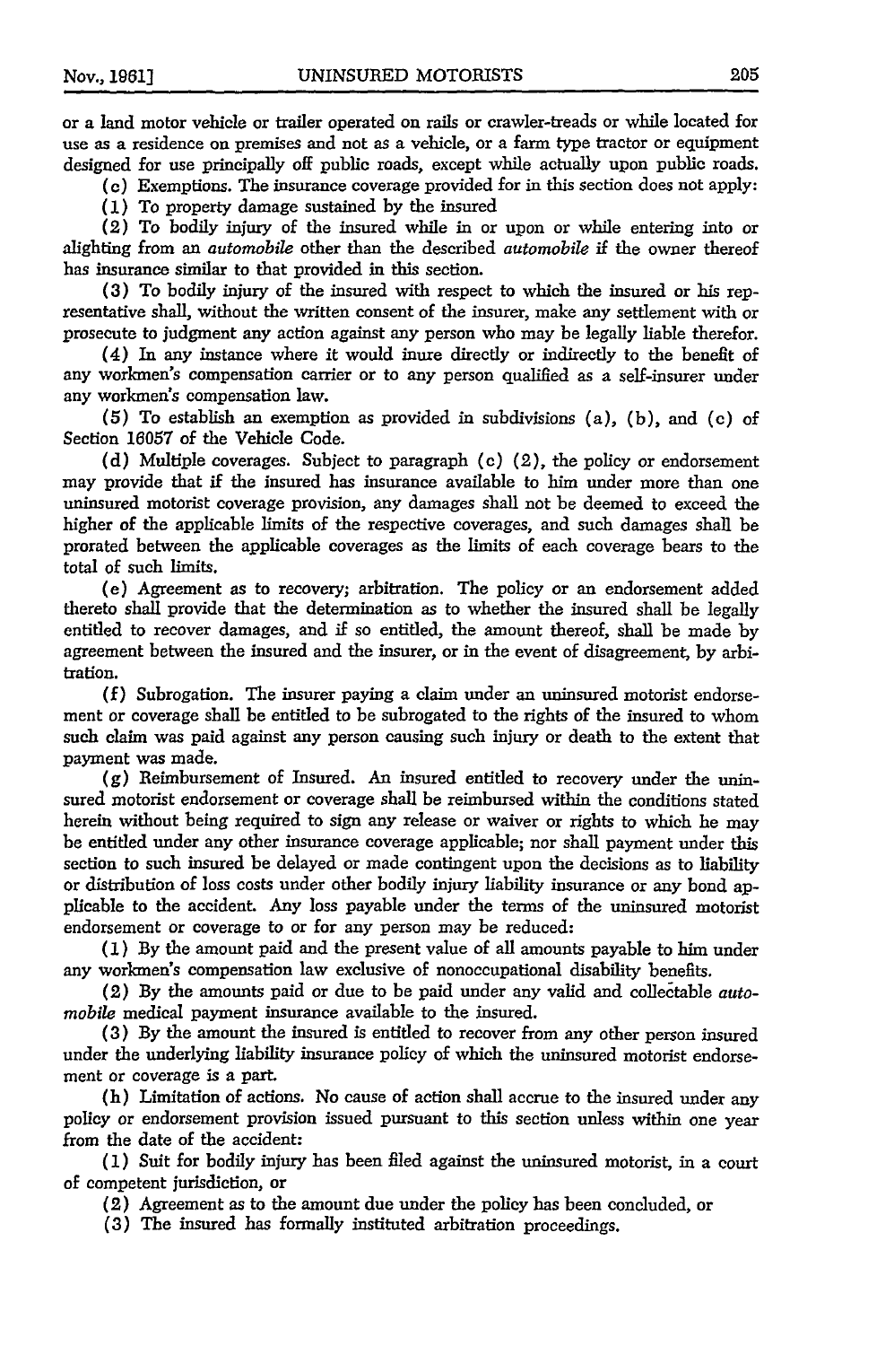or a land motor vehicle or trailer operated on rails or crawler-treads or while located for use as a residence on premises and not as a vehicle, or a farm type tractor or equipment designed for use principally off public roads, except while actually upon public roads.

(c) Exemptions. The insurance coverage provided for in this section does not apply:

(1) To property damage sustained by the insured

(2) To bodily injury of the insured while in or upon or while entering into or alighting from an *automobile* other than the described *automobile* if the owner thereof has insurance similar to that provided in this section.

(3) To bodily injury of the insured with respect to which the insured or his representative shall, without the written consent of the insurer, make any settlement with or prosecute to judgment any action against any person who may be legally liable therefor.

(4) In any instance where it would inure directly or indirectly to the benefit of any workmen's compensation carrier or to any person qualified as a self-insurer under any workmen's compensation law.

(5) To establish an exemption as provided in subdivisions (a), (b), and (c) of Section 16057 of the Vehicle Code.

(d) Multiple coverages. Subject to paragraph (c) (2), the policy or endorsement may provide that if the insured has insurance available to him under more than one uninsured motorist coverage provision, any damages shall not be deemed to exceed the higher of the applicable limits of the respective coverages, and such damages shall be prorated between the applicable coverages as the limits of each coverage bears to the total of such limits.

(e) Agreement as to recovery; arbitration. The policy or an endorsement added thereto shall provide that the determination as to whether the insured shall be legally entitled to recover damages, and if so entitled, the amount thereof, shall be made by agreement between the insured and the insurer, or in the event of disagreement, by arbitration.

(f) Subrogation. The insurer paying a claim under an uninsured motorist endorsement or coverage shall be entitled to be subrogated to the rights of the insured to whom such claim was paid against any person causing such injury or death to the extent that payment was made.

(g) Reimbursement of Insured. An insured entitled to recovery under the uninsured motorist endorsement or coverage shall be reimbursed within the conditions stated herein without being required to sign any release or waiver or rights to which he may be entitled under any other insurance coverage applicable; nor shall payment under this section to such insured be delayed or made contingent upon the decisions as to liability or distribution of loss costs under other bodily injury liability insurance or any bond applicable to the accident. Any loss payable under the terms of the uninsured motorist endorsement or coverage to or for any person may be reduced:

(1) By the amount paid and the present value of all amounts payable to him under any workmen's compensation law exclusive of nonoccupational disability benefits.

(2) By the amounts paid or due to be paid under any valid and collectable *automobile* medical payment insurance available to the insured.

(3) By the amount the insured is entitled to recover from any other person insured under the underlying liability insurance policy of which the uninsured motorist endorsement or coverage is a part.

(h) Limitation of actions. No cause of action shall accrue to the insured under any policy or endorsement provision issued pursuant to this section unless within one year from the date of the accident:

(1) Suit for bodily injury has been filed against the uninsured motorist, in a court of competent jurisdiction, or

(2) Agreement as to the amount due under the policy has been concluded, or

(3) The insured has formally instituted arbitration proceedings.